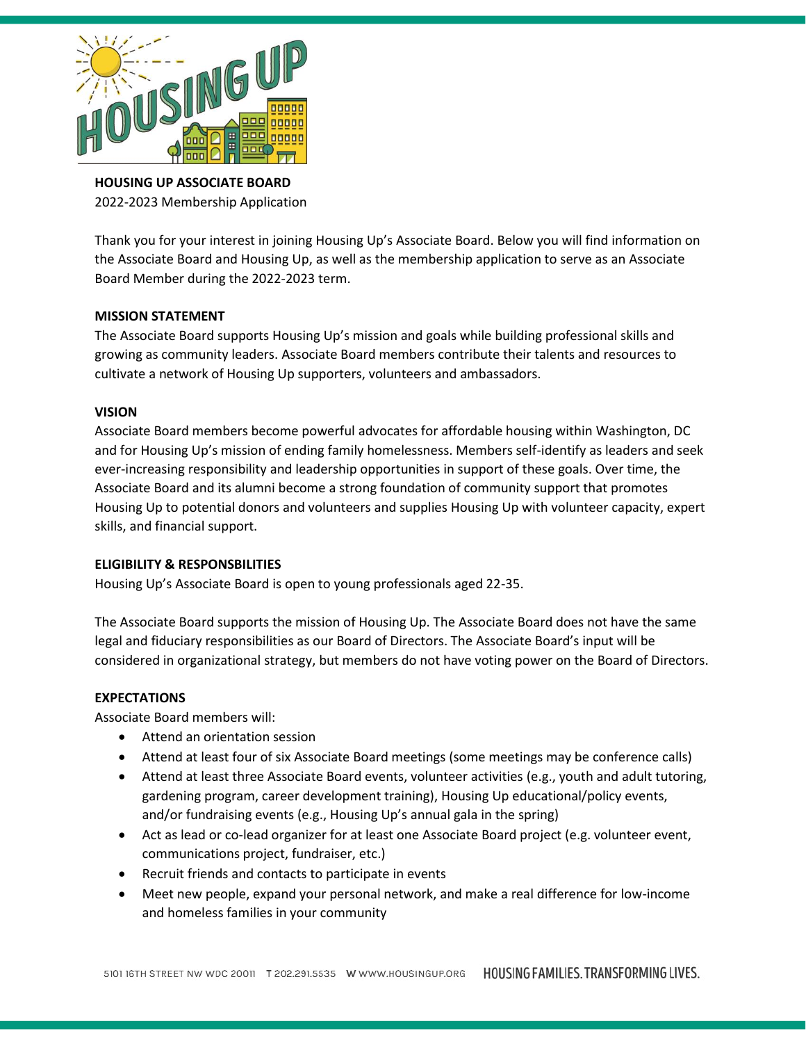**HOUSING UP ASSOCIATE BOARD**
2022-2023 Membership Application

Thank you for your interest in joining Housing Up's Associate Board. Below you will find information on the Associate Board and Housing Up, as well as the membership application to serve as an Associate Board Member during the 2022-2023 term.

**MISSION STATEMENT**

The Associate Board supports Housing Up's mission and goals while building professional skills and growing as community leaders. Associate Board members contribute their talents and resources to cultivate a network of Housing Up supporters, volunteers and ambassadors.

**VISION**

Associate Board members become powerful advocates for affordable housing within Washington, DC and for Housing Up's mission of ending family homelessness. Members self-identify as leaders and seek ever-increasing responsibility and leadership opportunities in support of these goals. Over time, the Associate Board and its alumni become a strong foundation of community support that promotes Housing Up to potential donors and volunteers and supplies Housing Up with volunteer capacity, expert skills, and financial support.

**ELIGIBILITY & RESPONSBILITIES**

Housing Up's Associate Board is open to young professionals aged 22-35.

The Associate Board supports the mission of Housing Up. The Associate Board does not have the same legal and fiduciary responsibilities as our Board of Directors. The Associate Board's input will be considered in organizational strategy, but members do not have voting power on the Board of Directors.

**EXPECTATIONS**

Associate Board members will:

- Attend an orientation session
- Attend at least four of six Associate Board meetings (some meetings may be conference calls)
- Attend at least three Associate Board events, volunteer activities (e.g., youth and adult tutoring, gardening program, career development training), Housing Up educational/policy events, and/or fundraising events (e.g., Housing Up's annual gala in the spring)
- Act as lead or co-lead organizer for at least one Associate Board project (e.g. volunteer event, communications project, fundraiser, etc.)
- Recruit friends and contacts to participate in events
- Meet new people, expand your personal network, and make a real difference for low-income and homeless families in your community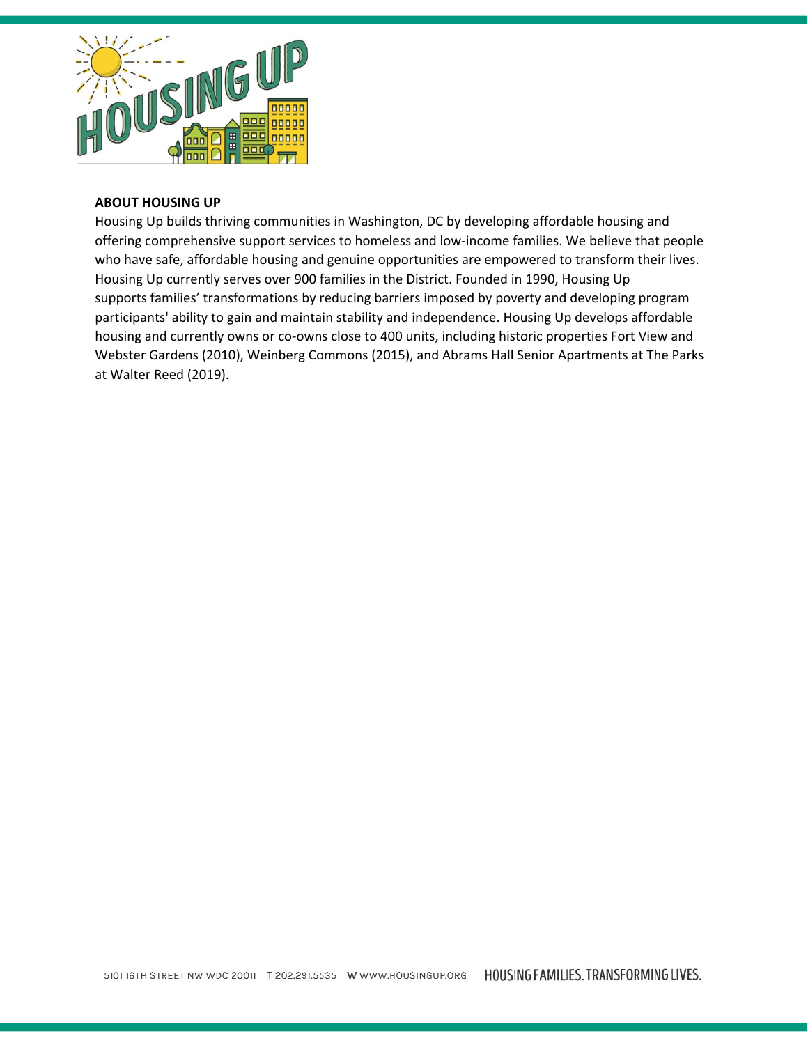**ABOUT HOUSING UP**

Housing Up builds thriving communities in Washington, DC by developing affordable housing and offering comprehensive support services to homeless and low-income families. We believe that people who have safe, affordable housing and genuine opportunities are empowered to transform their lives. Housing Up currently serves over 900 families in the District. Founded in 1990, Housing Up supports families' transformations by reducing barriers imposed by poverty and developing program participants' ability to gain and maintain stability and independence. Housing Up develops affordable housing and currently owns or co-owns close to 400 units, including historic properties Fort View and Webster Gardens (2010), Weinberg Commons (2015), and Abrams Hall Senior Apartments at The Parks at Walter Reed (2019).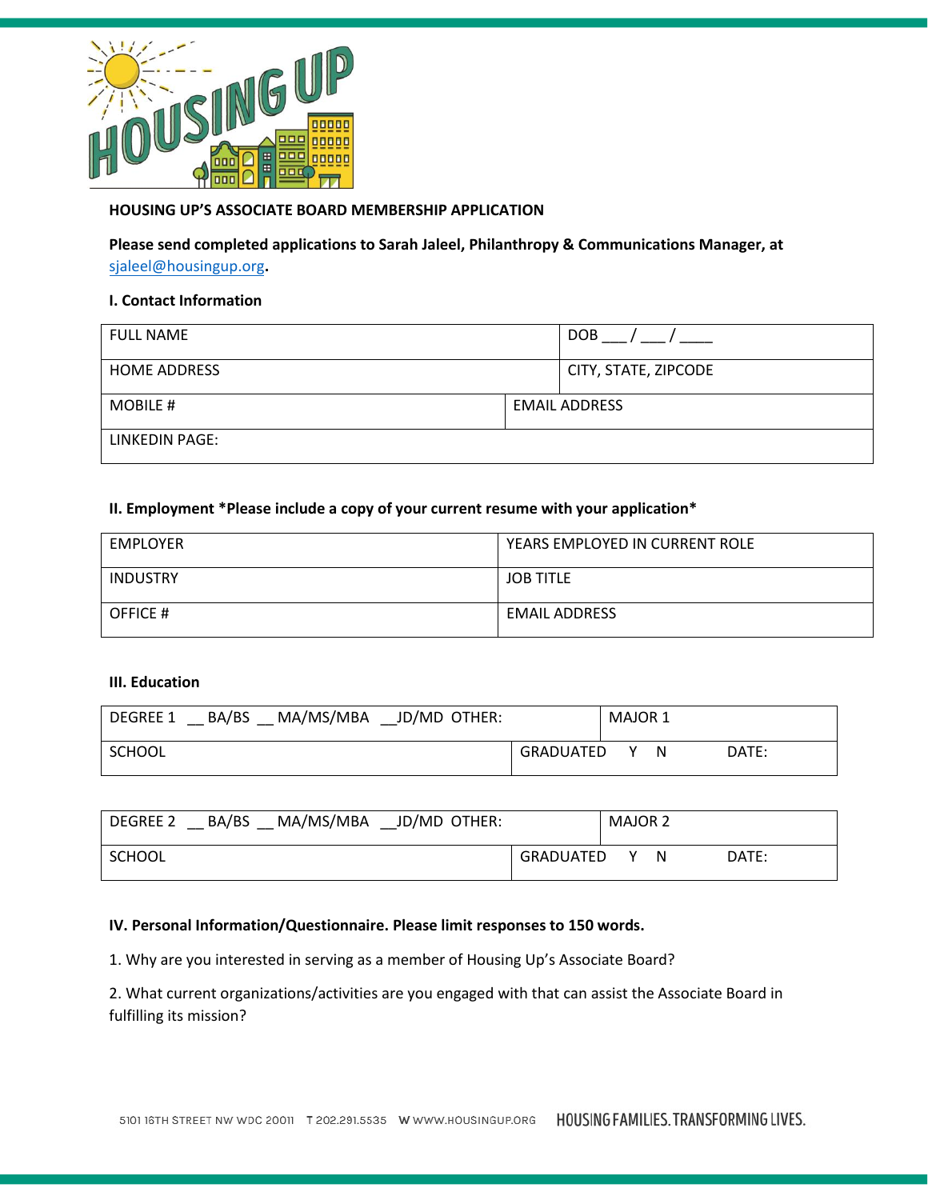**HOUSING UP'S ASSOCIATE BOARD MEMBERSHIP APPLICATION**

**Please send completed applications to Sarah Jaleel, Philanthropy & Communications Manager, at** sjaleel@housingup.org**.**

**I. Contact Information**

| FULL NAME | DOB ___ / ___ / ____ |
|---|---|
| HOME ADDRESS | CITY, STATE, ZIPCODE |
| MOBILE # | EMAIL ADDRESS |
| LINKEDIN PAGE: | |

**II. Employment *Please include a copy of your current resume with your application***

| EMPLOYER | YEARS EMPLOYED IN CURRENT ROLE |
|---|---|
| INDUSTRY | JOB TITLE |
| OFFICE # | EMAIL ADDRESS |

**III. Education**

| DEGREE 1 __ BA/BS __ MA/MS/MBA __JD/MD OTHER: | MAJOR 1 |
|---|---|
| SCHOOL | GRADUATED Y N DATE: |

| DEGREE 2 __ BA/BS __ MA/MS/MBA __JD/MD OTHER: | MAJOR 2 |
|---|---|
| SCHOOL | GRADUATED Y N DATE: |

**IV. Personal Information/Questionnaire. Please limit responses to 150 words.**

1. Why are you interested in serving as a member of Housing Up's Associate Board?

2. What current organizations/activities are you engaged with that can assist the Associate Board in fulfilling its mission?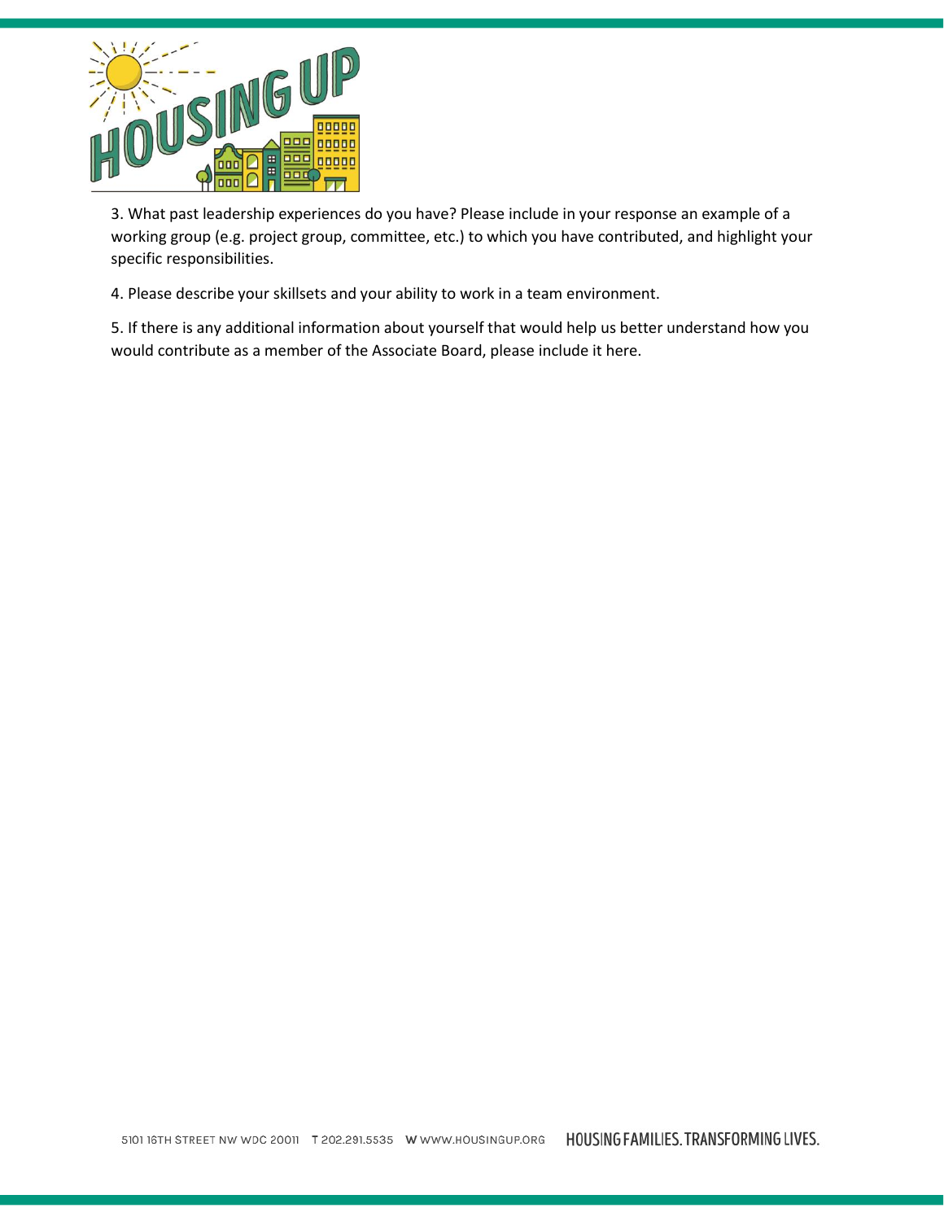3. What past leadership experiences do you have? Please include in your response an example of a working group (e.g. project group, committee, etc.) to which you have contributed, and highlight your specific responsibilities.

4. Please describe your skillsets and your ability to work in a team environment.

5. If there is any additional information about yourself that would help us better understand how you would contribute as a member of the Associate Board, please include it here.